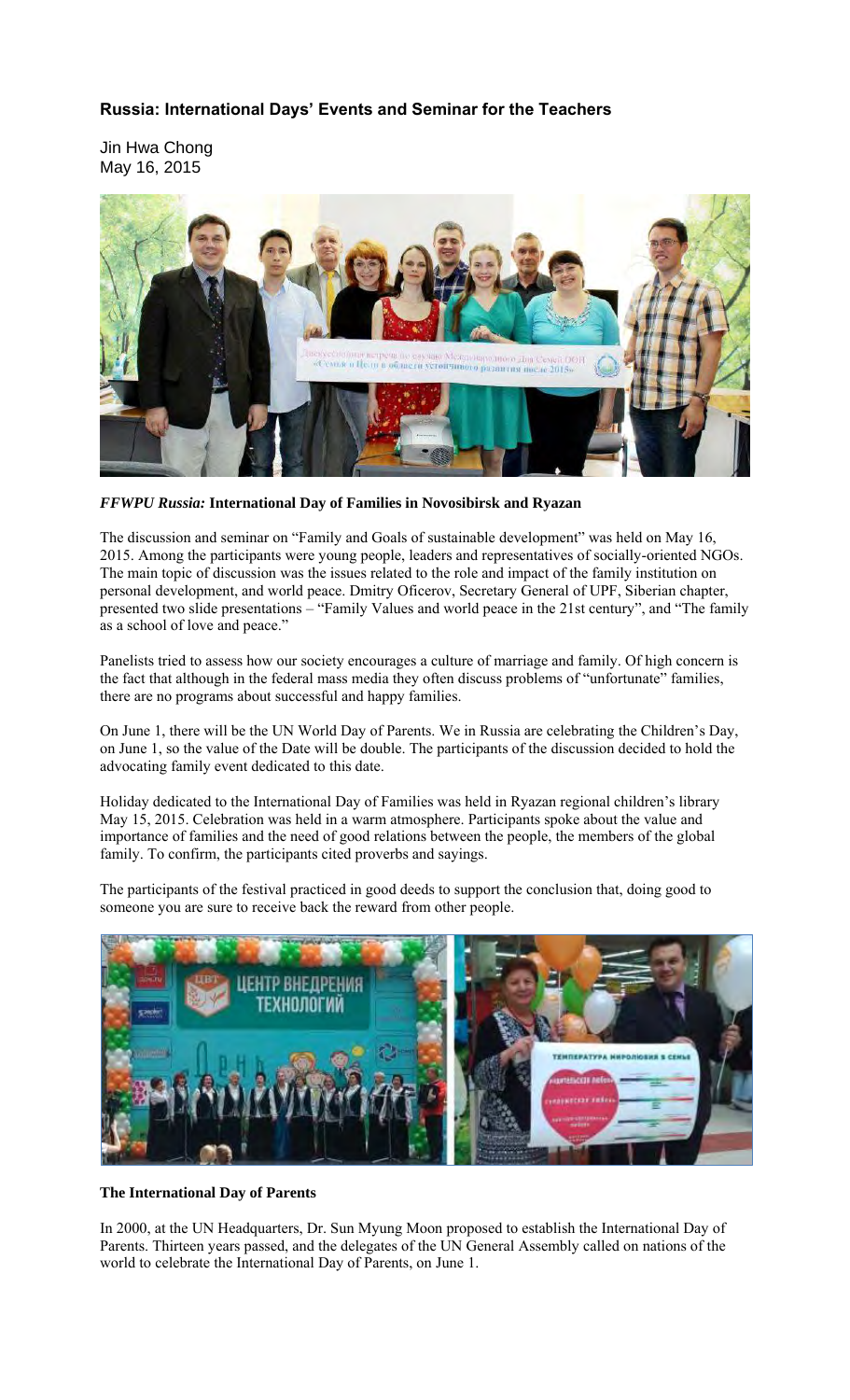## Russia: International Days' Events and Seminar for the Teachers

Jin Hwa Chong
May 16, 2015

***FFWPU Russia:*** **International Day of Families in Novosibirsk and Ryazan**

The discussion and seminar on "Family and Goals of sustainable development" was held on May 16, 2015. Among the participants were young people, leaders and representatives of socially-oriented NGOs. The main topic of discussion was the issues related to the role and impact of the family institution on personal development, and world peace. Dmitry Oficerov, Secretary General of UPF, Siberian chapter, presented two slide presentations – "Family Values and world peace in the 21st century", and "The family as a school of love and peace."

Panelists tried to assess how our society encourages a culture of marriage and family. Of high concern is the fact that although in the federal mass media they often discuss problems of "unfortunate" families, there are no programs about successful and happy families.

On June 1, there will be the UN World Day of Parents. We in Russia are celebrating the Children's Day, on June 1, so the value of the Date will be double. The participants of the discussion decided to hold the advocating family event dedicated to this date.

Holiday dedicated to the International Day of Families was held in Ryazan regional children's library May 15, 2015. Celebration was held in a warm atmosphere. Participants spoke about the value and importance of families and the need of good relations between the people, the members of the global family. To confirm, the participants cited proverbs and sayings.

The participants of the festival practiced in good deeds to support the conclusion that, doing good to someone you are sure to receive back the reward from other people.

**The International Day of Parents**

In 2000, at the UN Headquarters, Dr. Sun Myung Moon proposed to establish the International Day of Parents. Thirteen years passed, and the delegates of the UN General Assembly called on nations of the world to celebrate the International Day of Parents, on June 1.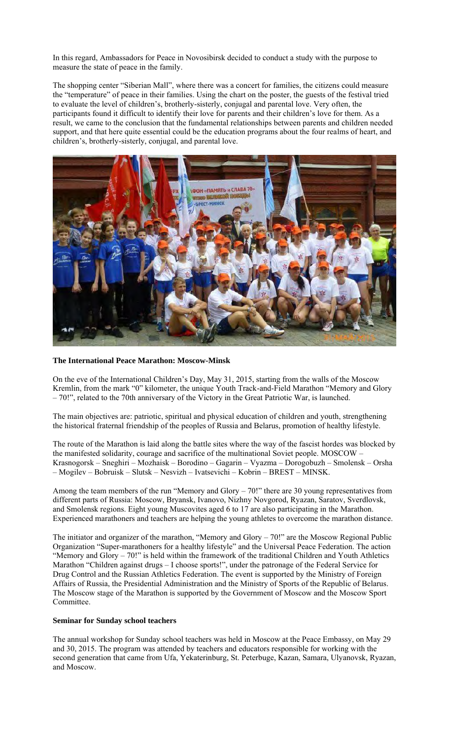In this regard, Ambassadors for Peace in Novosibirsk decided to conduct a study with the purpose to measure the state of peace in the family.

The shopping center "Siberian Mall", where there was a concert for families, the citizens could measure the "temperature" of peace in their families. Using the chart on the poster, the guests of the festival tried to evaluate the level of children's, brotherly-sisterly, conjugal and parental love. Very often, the participants found it difficult to identify their love for parents and their children's love for them. As a result, we came to the conclusion that the fundamental relationships between parents and children needed support, and that here quite essential could be the education programs about the four realms of heart, and children's, brotherly-sisterly, conjugal, and parental love.

**The International Peace Marathon: Moscow-Minsk**

On the eve of the International Children's Day, May 31, 2015, starting from the walls of the Moscow Kremlin, from the mark "0" kilometer, the unique Youth Track-and-Field Marathon "Memory and Glory – 70!", related to the 70th anniversary of the Victory in the Great Patriotic War, is launched.

The main objectives are: patriotic, spiritual and physical education of children and youth, strengthening the historical fraternal friendship of the peoples of Russia and Belarus, promotion of healthy lifestyle.

The route of the Marathon is laid along the battle sites where the way of the fascist hordes was blocked by the manifested solidarity, courage and sacrifice of the multinational Soviet people. MOSCOW – Krasnogorsk – Sneghiri – Mozhaisk – Borodino – Gagarin – Vyazma – Dorogobuzh – Smolensk – Orsha – Mogilev – Bobruisk – Slutsk – Nesvizh – Ivatsevichi – Kobrin – BREST – MINSK.

Among the team members of the run "Memory and Glory – 70!" there are 30 young representatives from different parts of Russia: Moscow, Bryansk, Ivanovo, Nizhny Novgorod, Ryazan, Saratov, Sverdlovsk, and Smolensk regions. Eight young Muscovites aged 6 to 17 are also participating in the Marathon. Experienced marathoners and teachers are helping the young athletes to overcome the marathon distance.

The initiator and organizer of the marathon, "Memory and Glory – 70!" are the Moscow Regional Public Organization "Super-marathoners for a healthy lifestyle" and the Universal Peace Federation. The action "Memory and Glory – 70!" is held within the framework of the traditional Children and Youth Athletics Marathon "Children against drugs – I choose sports!", under the patronage of the Federal Service for Drug Control and the Russian Athletics Federation. The event is supported by the Ministry of Foreign Affairs of Russia, the Presidential Administration and the Ministry of Sports of the Republic of Belarus. The Moscow stage of the Marathon is supported by the Government of Moscow and the Moscow Sport Committee.

**Seminar for Sunday school teachers**

The annual workshop for Sunday school teachers was held in Moscow at the Peace Embassy, on May 29 and 30, 2015. The program was attended by teachers and educators responsible for working with the second generation that came from Ufa, Yekaterinburg, St. Peterbuge, Kazan, Samara, Ulyanovsk, Ryazan, and Moscow.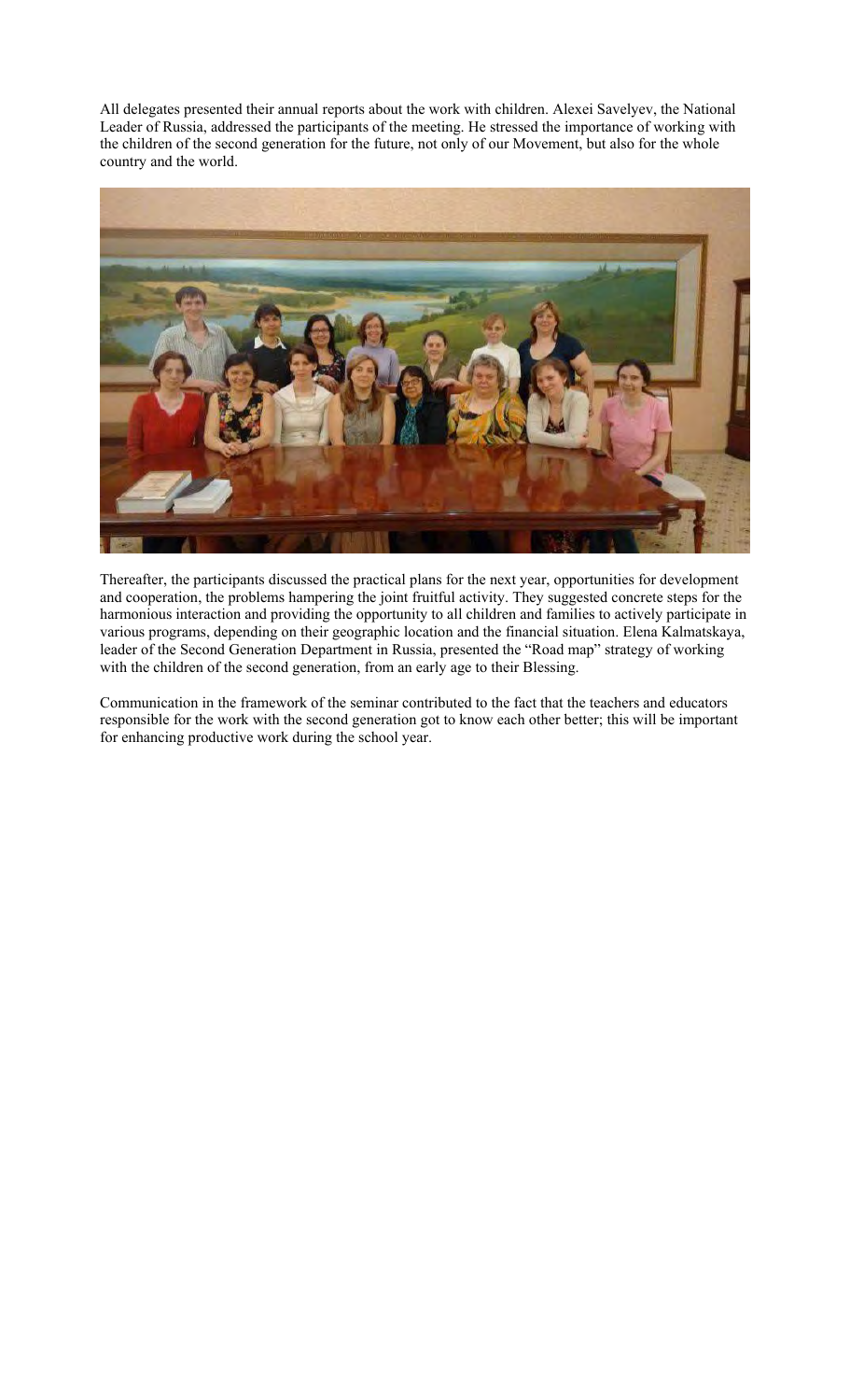All delegates presented their annual reports about the work with children. Alexei Savelyev, the National Leader of Russia, addressed the participants of the meeting. He stressed the importance of working with the children of the second generation for the future, not only of our Movement, but also for the whole country and the world.

Thereafter, the participants discussed the practical plans for the next year, opportunities for development and cooperation, the problems hampering the joint fruitful activity. They suggested concrete steps for the harmonious interaction and providing the opportunity to all children and families to actively participate in various programs, depending on their geographic location and the financial situation. Elena Kalmatskaya, leader of the Second Generation Department in Russia, presented the "Road map" strategy of working with the children of the second generation, from an early age to their Blessing.

Communication in the framework of the seminar contributed to the fact that the teachers and educators responsible for the work with the second generation got to know each other better; this will be important for enhancing productive work during the school year.